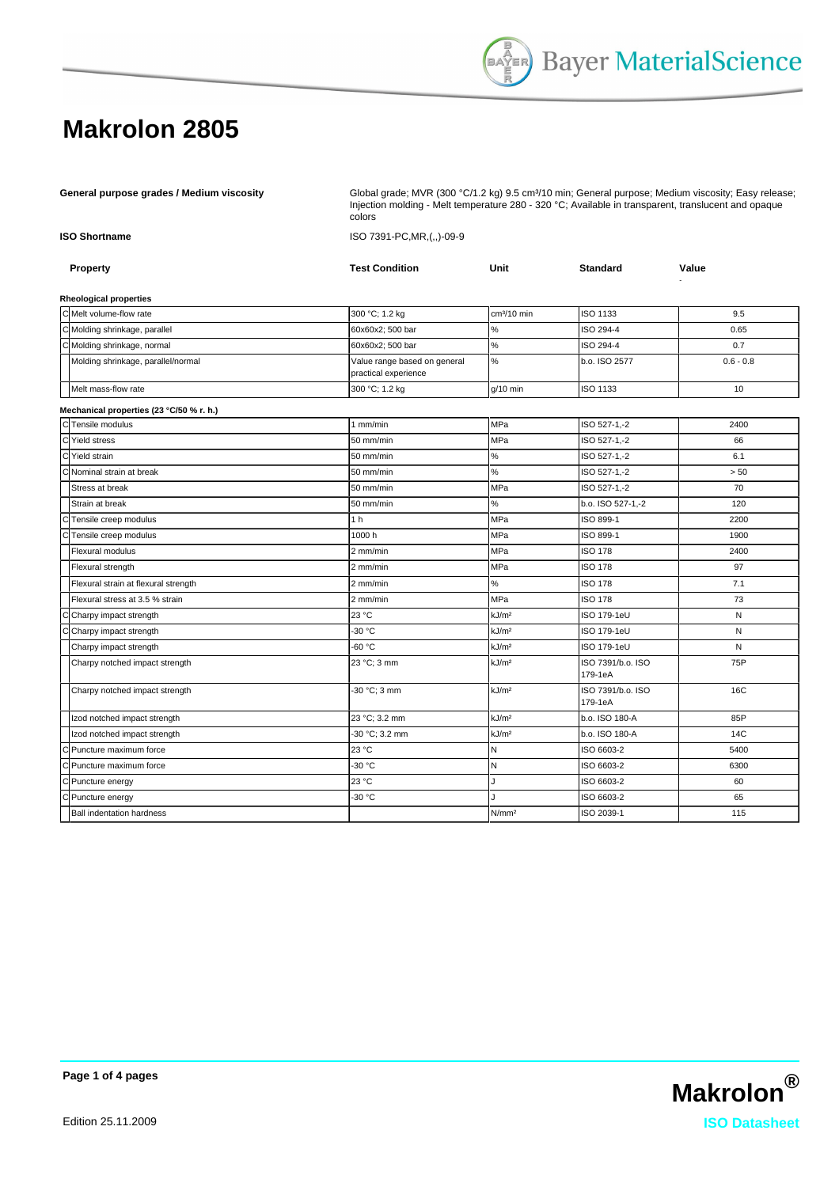# Makrolon 2805

**General purpose grades / Medium viscosity**

Global grade; MVR (300 °C/1.2 kg) 9.5 cm³/10 min; General purpose; Medium viscosity; Easy release; Injection molding - Melt temperature 280 - 320 °C; Available in transparent, translucent and opaque colors

**ISO Shortname**

ISO 7391-PC,MR,(,,)-09-9

| | Property | Test Condition | Unit | Standard | Value |
|---|---|---|---|---|---|
| | **Rheological properties** | | | | |
| C | Melt volume-flow rate | 300 °C; 1.2 kg | cm³/10 min | ISO 1133 | 9.5 |
| C | Molding shrinkage, parallel | 60x60x2; 500 bar | % | ISO 294-4 | 0.65 |
| C | Molding shrinkage, normal | 60x60x2; 500 bar | % | ISO 294-4 | 0.7 |
| | Molding shrinkage, parallel/normal | Value range based on general practical experience | % | b.o. ISO 2577 | 0.6 - 0.8 |
| | Melt mass-flow rate | 300 °C; 1.2 kg | g/10 min | ISO 1133 | 10 |
| | **Mechanical properties (23 °C/50 % r. h.)** | | | | |
| C | Tensile modulus | 1 mm/min | MPa | ISO 527-1,-2 | 2400 |
| C | Yield stress | 50 mm/min | MPa | ISO 527-1,-2 | 66 |
| C | Yield strain | 50 mm/min | % | ISO 527-1,-2 | 6.1 |
| C | Nominal strain at break | 50 mm/min | % | ISO 527-1,-2 | > 50 |
| | Stress at break | 50 mm/min | MPa | ISO 527-1,-2 | 70 |
| | Strain at break | 50 mm/min | % | b.o. ISO 527-1,-2 | 120 |
| C | Tensile creep modulus | 1 h | MPa | ISO 899-1 | 2200 |
| C | Tensile creep modulus | 1000 h | MPa | ISO 899-1 | 1900 |
| | Flexural modulus | 2 mm/min | MPa | ISO 178 | 2400 |
| | Flexural strength | 2 mm/min | MPa | ISO 178 | 97 |
| | Flexural strain at flexural strength | 2 mm/min | % | ISO 178 | 7.1 |
| | Flexural stress at 3.5 % strain | 2 mm/min | MPa | ISO 178 | 73 |
| C | Charpy impact strength | 23 °C | kJ/m² | ISO 179-1eU | N |
| C | Charpy impact strength | -30 °C | kJ/m² | ISO 179-1eU | N |
| | Charpy impact strength | -60 °C | kJ/m² | ISO 179-1eU | N |
| | Charpy notched impact strength | 23 °C; 3 mm | kJ/m² | ISO 7391/b.o. ISO 179-1eA | 75P |
| | Charpy notched impact strength | -30 °C; 3 mm | kJ/m² | ISO 7391/b.o. ISO 179-1eA | 16C |
| | Izod notched impact strength | 23 °C; 3.2 mm | kJ/m² | b.o. ISO 180-A | 85P |
| | Izod notched impact strength | -30 °C; 3.2 mm | kJ/m² | b.o. ISO 180-A | 14C |
| C | Puncture maximum force | 23 °C | N | ISO 6603-2 | 5400 |
| C | Puncture maximum force | -30 °C | N | ISO 6603-2 | 6300 |
| C | Puncture energy | 23 °C | J | ISO 6603-2 | 60 |
| C | Puncture energy | -30 °C | J | ISO 6603-2 | 65 |
| | Ball indentation hardness | | N/mm² | ISO 2039-1 | 115 |

Edition 25.11.2009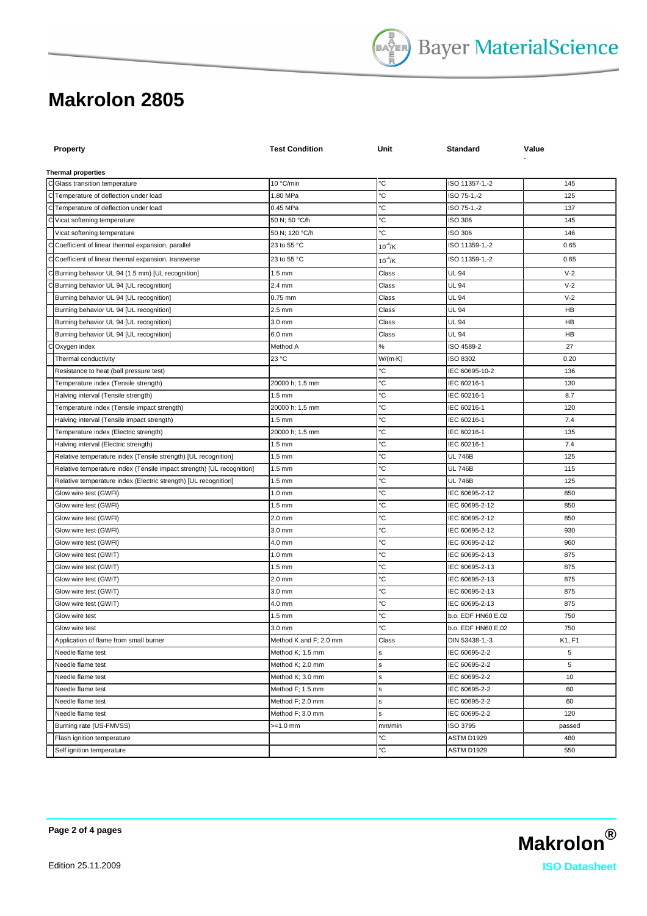# Makrolon 2805

| | Property | Test Condition | Unit | Standard | Value |
|---|---|---|---|---|---|
| | **Thermal properties** | | | | |
| C | Glass transition temperature | 10 °C/min | °C | ISO 11357-1,-2 | 145 |
| C | Temperature of deflection under load | 1.80 MPa | °C | ISO 75-1,-2 | 125 |
| C | Temperature of deflection under load | 0.45 MPa | °C | ISO 75-1,-2 | 137 |
| C | Vicat softening temperature | 50 N; 50 °C/h | °C | ISO 306 | 145 |
| | Vicat softening temperature | 50 N; 120 °C/h | °C | ISO 306 | 146 |
| C | Coefficient of linear thermal expansion, parallel | 23 to 55 °C | $10^{-4}$/K | ISO 11359-1,-2 | 0.65 |
| C | Coefficient of linear thermal expansion, transverse | 23 to 55 °C | $10^{-4}$/K | ISO 11359-1,-2 | 0.65 |
| C | Burning behavior UL 94 (1.5 mm) [UL recognition] | 1.5 mm | Class | UL 94 | V-2 |
| C | Burning behavior UL 94 [UL recognition] | 2.4 mm | Class | UL 94 | V-2 |
| | Burning behavior UL 94 [UL recognition] | 0.75 mm | Class | UL 94 | V-2 |
| | Burning behavior UL 94 [UL recognition] | 2.5 mm | Class | UL 94 | HB |
| | Burning behavior UL 94 [UL recognition] | 3.0 mm | Class | UL 94 | HB |
| | Burning behavior UL 94 [UL recognition] | 6.0 mm | Class | UL 94 | HB |
| C | Oxygen index | Method A | % | ISO 4589-2 | 27 |
| | Thermal conductivity | 23 °C | W/(m·K) | ISO 8302 | 0.20 |
| | Resistance to heat (ball pressure test) | | °C | IEC 60695-10-2 | 136 |
| | Temperature index (Tensile strength) | 20000 h; 1.5 mm | °C | IEC 60216-1 | 130 |
| | Halving interval (Tensile strength) | 1.5 mm | °C | IEC 60216-1 | 8.7 |
| | Temperature index (Tensile impact strength) | 20000 h; 1.5 mm | °C | IEC 60216-1 | 120 |
| | Halving interval (Tensile impact strength) | 1.5 mm | °C | IEC 60216-1 | 7.4 |
| | Temperature index (Electric strength) | 20000 h; 1.5 mm | °C | IEC 60216-1 | 135 |
| | Halving interval (Electric strength) | 1.5 mm | °C | IEC 60216-1 | 7.4 |
| | Relative temperature index (Tensile strength) [UL recognition] | 1.5 mm | °C | UL 746B | 125 |
| | Relative temperature index (Tensile impact strength) [UL recognition] | 1.5 mm | °C | UL 746B | 115 |
| | Relative temperature index (Electric strength) [UL recognition] | 1.5 mm | °C | UL 746B | 125 |
| | Glow wire test (GWFI) | 1.0 mm | °C | IEC 60695-2-12 | 850 |
| | Glow wire test (GWFI) | 1.5 mm | °C | IEC 60695-2-12 | 850 |
| | Glow wire test (GWFI) | 2.0 mm | °C | IEC 60695-2-12 | 850 |
| | Glow wire test (GWFI) | 3.0 mm | °C | IEC 60695-2-12 | 930 |
| | Glow wire test (GWFI) | 4.0 mm | °C | IEC 60695-2-12 | 960 |
| | Glow wire test (GWIT) | 1.0 mm | °C | IEC 60695-2-13 | 875 |
| | Glow wire test (GWIT) | 1.5 mm | °C | IEC 60695-2-13 | 875 |
| | Glow wire test (GWIT) | 2.0 mm | °C | IEC 60695-2-13 | 875 |
| | Glow wire test (GWIT) | 3.0 mm | °C | IEC 60695-2-13 | 875 |
| | Glow wire test (GWIT) | 4.0 mm | °C | IEC 60695-2-13 | 875 |
| | Glow wire test | 1.5 mm | °C | b.o. EDF HN60 E.02 | 750 |
| | Glow wire test | 3.0 mm | °C | b.o. EDF HN60 E.02 | 750 |
| | Application of flame from small burner | Method K and F; 2.0 mm | Class | DIN 53438-1,-3 | K1, F1 |
| | Needle flame test | Method K; 1.5 mm | s | IEC 60695-2-2 | 5 |
| | Needle flame test | Method K; 2.0 mm | s | IEC 60695-2-2 | 5 |
| | Needle flame test | Method K; 3.0 mm | s | IEC 60695-2-2 | 10 |
| | Needle flame test | Method F; 1.5 mm | s | IEC 60695-2-2 | 60 |
| | Needle flame test | Method F; 2.0 mm | s | IEC 60695-2-2 | 60 |
| | Needle flame test | Method F; 3.0 mm | s | IEC 60695-2-2 | 120 |
| | Burning rate (US-FMVSS) | >=1.0 mm | mm/min | ISO 3795 | passed |
| | Flash ignition temperature | | °C | ASTM D1929 | 480 |
| | Self ignition temperature | | °C | ASTM D1929 | 550 |

Edition 25.11.2009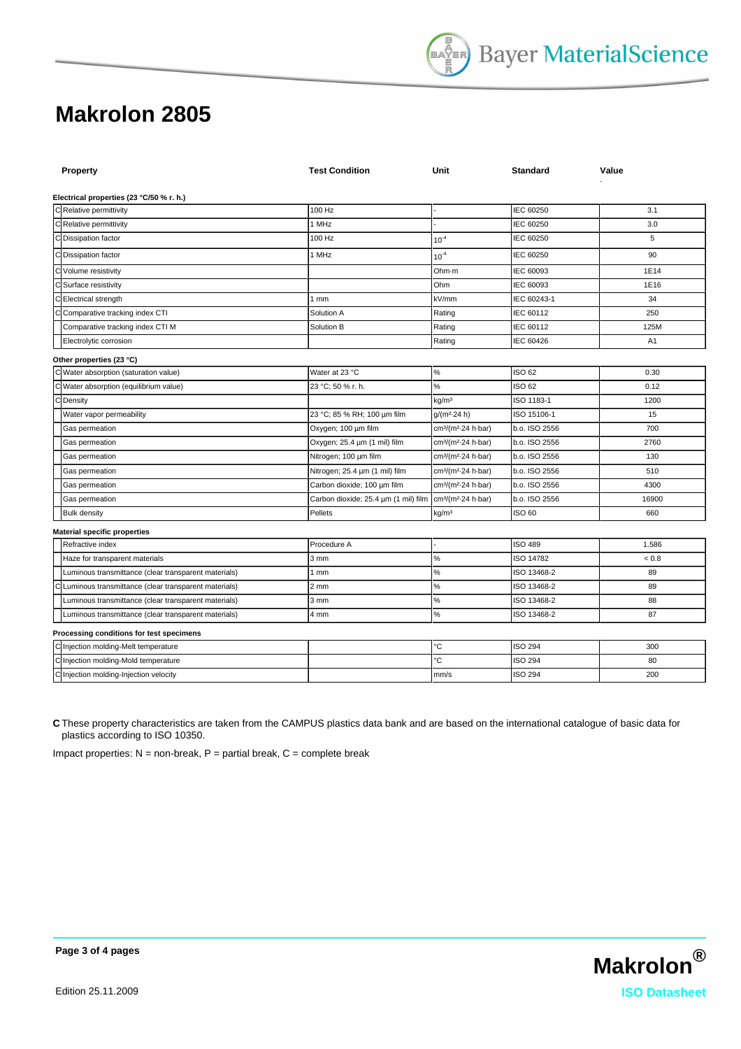# Makrolon 2805

| | Property | Test Condition | Unit | Standard | Value |
|---|---|---|---|---|---|
| | **Electrical properties (23 °C/50 % r. h.)** | | | | |
| C | Relative permittivity | 100 Hz | - | IEC 60250 | 3.1 |
| C | Relative permittivity | 1 MHz | - | IEC 60250 | 3.0 |
| C | Dissipation factor | 100 Hz | $10^{-4}$ | IEC 60250 | 5 |
| C | Dissipation factor | 1 MHz | $10^{-4}$ | IEC 60250 | 90 |
| C | Volume resistivity | | Ohm·m | IEC 60093 | 1E14 |
| C | Surface resistivity | | Ohm | IEC 60093 | 1E16 |
| C | Electrical strength | 1 mm | kV/mm | IEC 60243-1 | 34 |
| C | Comparative tracking index CTI | Solution A | Rating | IEC 60112 | 250 |
| | Comparative tracking index CTI M | Solution B | Rating | IEC 60112 | 125M |
| | Electrolytic corrosion | | Rating | IEC 60426 | A1 |
| | **Other properties (23 °C)** | | | | |
| C | Water absorption (saturation value) | Water at 23 °C | % | ISO 62 | 0.30 |
| C | Water absorption (equilibrium value) | 23 °C; 50 % r. h. | % | ISO 62 | 0.12 |
| C | Density | | kg/m³ | ISO 1183-1 | 1200 |
| | Water vapor permeability | 23 °C; 85 % RH; 100 µm film | g/(m²·24 h) | ISO 15106-1 | 15 |
| | Gas permeation | Oxygen; 100 µm film | cm³/(m²·24 h·bar) | b.o. ISO 2556 | 700 |
| | Gas permeation | Oxygen; 25.4 µm (1 mil) film | cm³/(m²·24 h·bar) | b.o. ISO 2556 | 2760 |
| | Gas permeation | Nitrogen; 100 µm film | cm³/(m²·24 h·bar) | b.o. ISO 2556 | 130 |
| | Gas permeation | Nitrogen; 25.4 µm (1 mil) film | cm³/(m²·24 h·bar) | b.o. ISO 2556 | 510 |
| | Gas permeation | Carbon dioxide; 100 µm film | cm³/(m²·24 h·bar) | b.o. ISO 2556 | 4300 |
| | Gas permeation | Carbon dioxide; 25.4 µm (1 mil) film | cm³/(m²·24 h·bar) | b.o. ISO 2556 | 16900 |
| | Bulk density | Pellets | kg/m³ | ISO 60 | 660 |
| | **Material specific properties** | | | | |
| | Refractive index | Procedure A | - | ISO 489 | 1.586 |
| | Haze for transparent materials | 3 mm | % | ISO 14782 | < 0.8 |
| | Luminous transmittance (clear transparent materials) | 1 mm | % | ISO 13468-2 | 89 |
| C | Luminous transmittance (clear transparent materials) | 2 mm | % | ISO 13468-2 | 89 |
| | Luminous transmittance (clear transparent materials) | 3 mm | % | ISO 13468-2 | 88 |
| | Luminous transmittance (clear transparent materials) | 4 mm | % | ISO 13468-2 | 87 |
| | **Processing conditions for test specimens** | | | | |
| C | Injection molding-Melt temperature | | °C | ISO 294 | 300 |
| C | Injection molding-Mold temperature | | °C | ISO 294 | 80 |
| C | Injection molding-Injection velocity | | mm/s | ISO 294 | 200 |

**C** These property characteristics are taken from the CAMPUS plastics data bank and are based on the international catalogue of basic data for plastics according to ISO 10350.

Impact properties: N = non-break, P = partial break, C = complete break

Edition 25.11.2009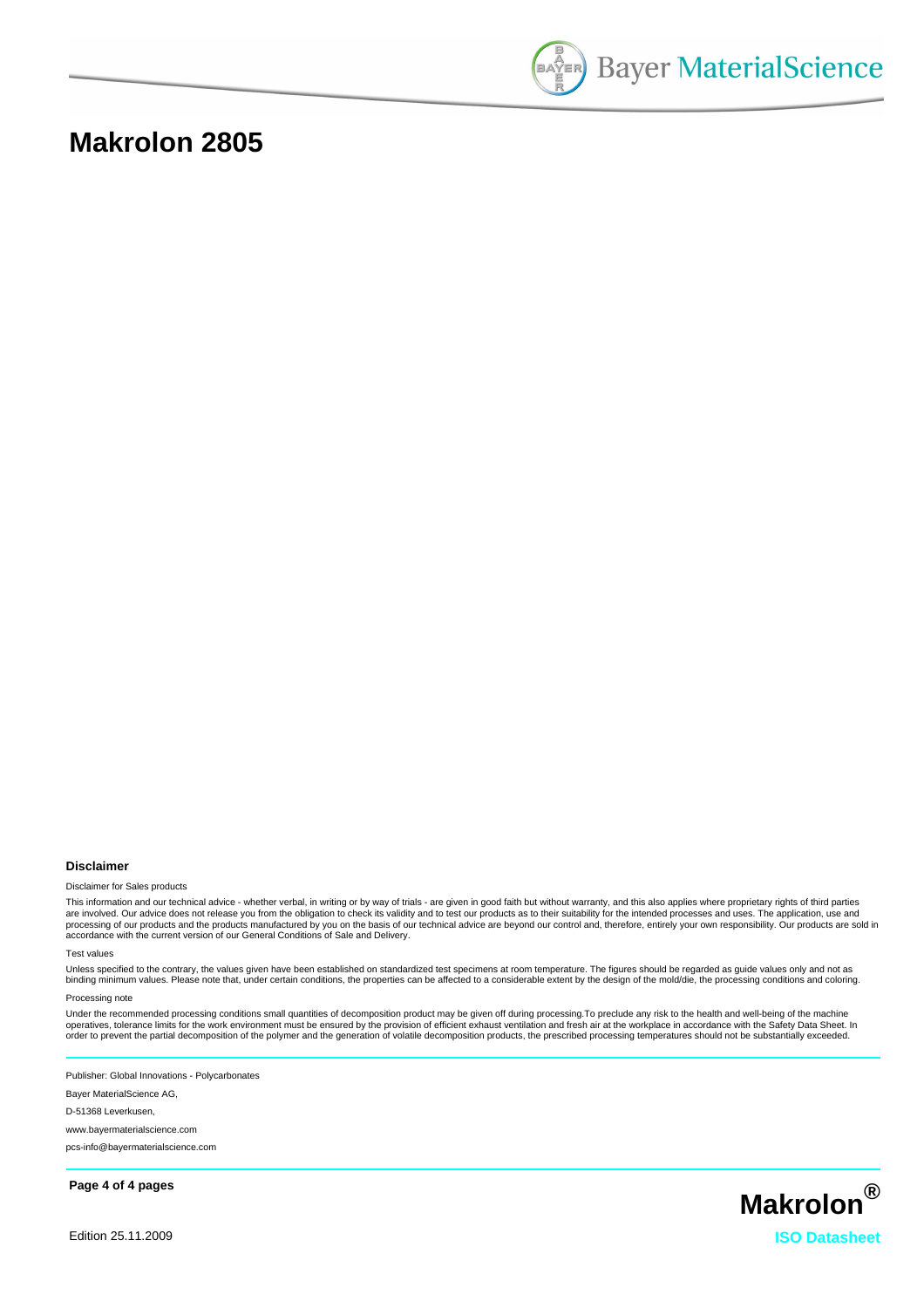# Makrolon 2805

**Disclaimer**

Disclaimer for Sales products

This information and our technical advice - whether verbal, in writing or by way of trials - are given in good faith but without warranty, and this also applies where proprietary rights of third parties are involved. Our advice does not release you from the obligation to check its validity and to test our products as to their suitability for the intended processes and uses. The application, use and processing of our products and the products manufactured by you on the basis of our technical advice are beyond our control and, therefore, entirely your own responsibility. Our products are sold in accordance with the current version of our General Conditions of Sale and Delivery.

Test values

Unless specified to the contrary, the values given have been established on standardized test specimens at room temperature. The figures should be regarded as guide values only and not as binding minimum values. Please note that, under certain conditions, the properties can be affected to a considerable extent by the design of the mold/die, the processing conditions and coloring.

Processing note

Under the recommended processing conditions small quantities of decomposition product may be given off during processing.To preclude any risk to the health and well-being of the machine operatives, tolerance limits for the work environment must be ensured by the provision of efficient exhaust ventilation and fresh air at the workplace in accordance with the Safety Data Sheet. In order to prevent the partial decomposition of the polymer and the generation of volatile decomposition products, the prescribed processing temperatures should not be substantially exceeded.

Publisher: Global Innovations - Polycarbonates

Bayer MaterialScience AG,

D-51368 Leverkusen,

www.bayermaterialscience.com

pcs-info@bayermaterialscience.com

Edition 25.11.2009